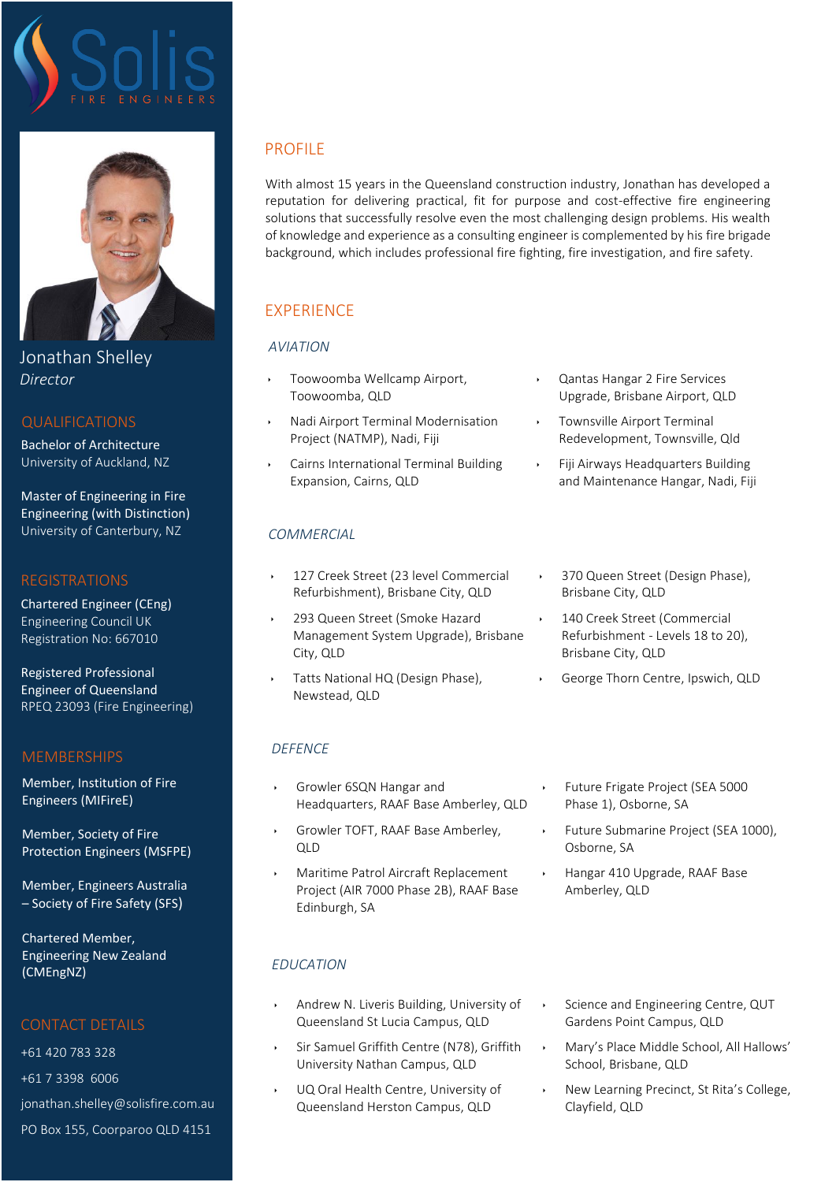# Solis
FIRE ENGINEERS

Jonathan Shelley
*Director*

## QUALIFICATIONS

**Bachelor of Architecture**
University of Auckland, NZ

**Master of Engineering in Fire Engineering (with Distinction)**
University of Canterbury, NZ

## REGISTRATIONS

**Chartered Engineer (CEng)**
Engineering Council UK
Registration No: 667010

**Registered Professional Engineer of Queensland**
RPEQ 23093 (Fire Engineering)

## MEMBERSHIPS

Member, Institution of Fire Engineers (MIFireE)

Member, Society of Fire Protection Engineers (MSFPE)

Member, Engineers Australia – Society of Fire Safety (SFS)

Chartered Member, Engineering New Zealand (CMEngNZ)

## CONTACT DETAILS

+61 420 783 328

+61 7 3398 6006

jonathan.shelley@solisfire.com.au

PO Box 155, Coorparoo QLD 4151

## PROFILE

With almost 15 years in the Queensland construction industry, Jonathan has developed a reputation for delivering practical, fit for purpose and cost-effective fire engineering solutions that successfully resolve even the most challenging design problems. His wealth of knowledge and experience as a consulting engineer is complemented by his fire brigade background, which includes professional fire fighting, fire investigation, and fire safety.

## EXPERIENCE

### *AVIATION*

- Toowoomba Wellcamp Airport, Toowoomba, QLD
- Nadi Airport Terminal Modernisation Project (NATMP), Nadi, Fiji
- Cairns International Terminal Building Expansion, Cairns, QLD
- Qantas Hangar 2 Fire Services Upgrade, Brisbane Airport, QLD
- Townsville Airport Terminal Redevelopment, Townsville, Qld
- Fiji Airways Headquarters Building and Maintenance Hangar, Nadi, Fiji

### *COMMERCIAL*

- 127 Creek Street (23 level Commercial Refurbishment), Brisbane City, QLD
- 293 Queen Street (Smoke Hazard Management System Upgrade), Brisbane City, QLD
- Tatts National HQ (Design Phase), Newstead, QLD
- 370 Queen Street (Design Phase), Brisbane City, QLD
- 140 Creek Street (Commercial Refurbishment - Levels 18 to 20), Brisbane City, QLD
- George Thorn Centre, Ipswich, QLD

### *DEFENCE*

- Growler 6SQN Hangar and Headquarters, RAAF Base Amberley, QLD
- Growler TOFT, RAAF Base Amberley, QLD
- Maritime Patrol Aircraft Replacement Project (AIR 7000 Phase 2B), RAAF Base Edinburgh, SA
- Future Frigate Project (SEA 5000 Phase 1), Osborne, SA
- Future Submarine Project (SEA 1000), Osborne, SA
- Hangar 410 Upgrade, RAAF Base Amberley, QLD

### *EDUCATION*

- Andrew N. Liveris Building, University of Queensland St Lucia Campus, QLD
- Sir Samuel Griffith Centre (N78), Griffith University Nathan Campus, QLD
- UQ Oral Health Centre, University of Queensland Herston Campus, QLD
- Science and Engineering Centre, QUT Gardens Point Campus, QLD
- Mary's Place Middle School, All Hallows' School, Brisbane, QLD
- New Learning Precinct, St Rita's College, Clayfield, QLD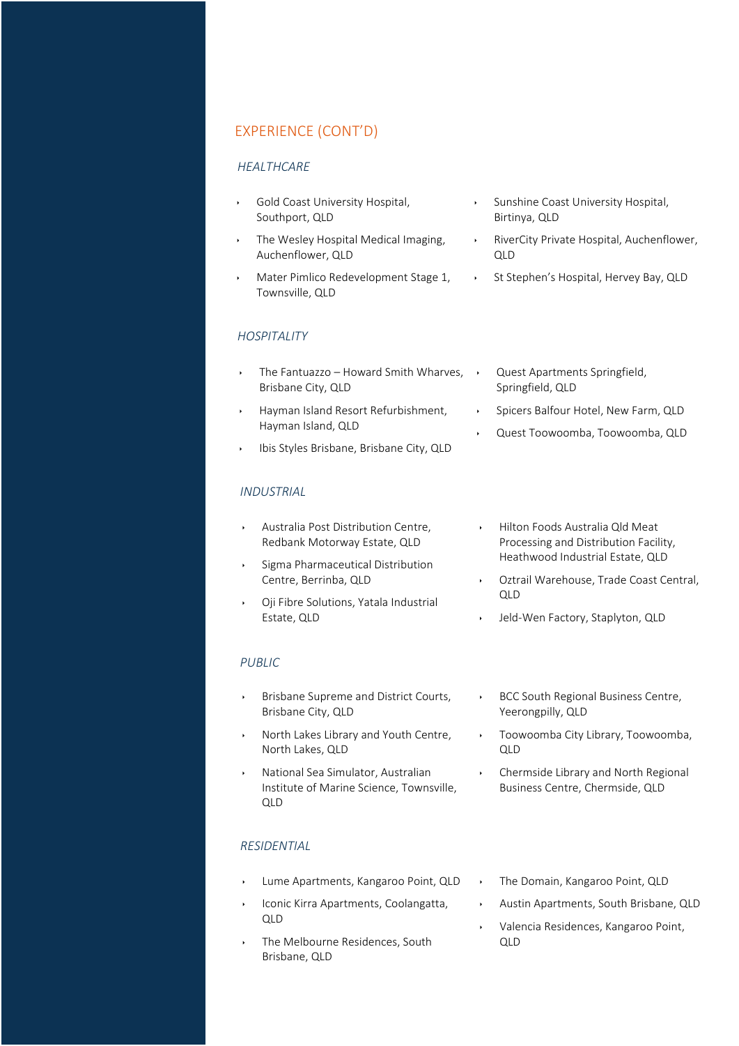## EXPERIENCE (CONT'D)

### *HEALTHCARE*

- Gold Coast University Hospital, Southport, QLD
- The Wesley Hospital Medical Imaging, Auchenflower, QLD
- Mater Pimlico Redevelopment Stage 1, Townsville, QLD
- Sunshine Coast University Hospital, Birtinya, QLD
- RiverCity Private Hospital, Auchenflower, QLD
- St Stephen's Hospital, Hervey Bay, QLD

### *HOSPITALITY*

- The Fantuazzo – Howard Smith Wharves, Brisbane City, QLD
- Hayman Island Resort Refurbishment, Hayman Island, QLD
- Ibis Styles Brisbane, Brisbane City, QLD
- Quest Apartments Springfield, Springfield, QLD
- Spicers Balfour Hotel, New Farm, QLD
- Quest Toowoomba, Toowoomba, QLD

### *INDUSTRIAL*

- Australia Post Distribution Centre, Redbank Motorway Estate, QLD
- Sigma Pharmaceutical Distribution Centre, Berrinba, QLD
- Oji Fibre Solutions, Yatala Industrial Estate, QLD
- Hilton Foods Australia Qld Meat Processing and Distribution Facility, Heathwood Industrial Estate, QLD
- Oztrail Warehouse, Trade Coast Central, QLD
- Jeld-Wen Factory, Staplyton, QLD

### *PUBLIC*

- Brisbane Supreme and District Courts, Brisbane City, QLD
- North Lakes Library and Youth Centre, North Lakes, QLD
- National Sea Simulator, Australian Institute of Marine Science, Townsville, QLD
- BCC South Regional Business Centre, Yeerongpilly, QLD
- Toowoomba City Library, Toowoomba, QLD
- Chermside Library and North Regional Business Centre, Chermside, QLD

### *RESIDENTIAL*

- Lume Apartments, Kangaroo Point, QLD
- Iconic Kirra Apartments, Coolangatta, QLD
- The Melbourne Residences, South Brisbane, QLD
- The Domain, Kangaroo Point, QLD
- Austin Apartments, South Brisbane, QLD
- Valencia Residences, Kangaroo Point, QLD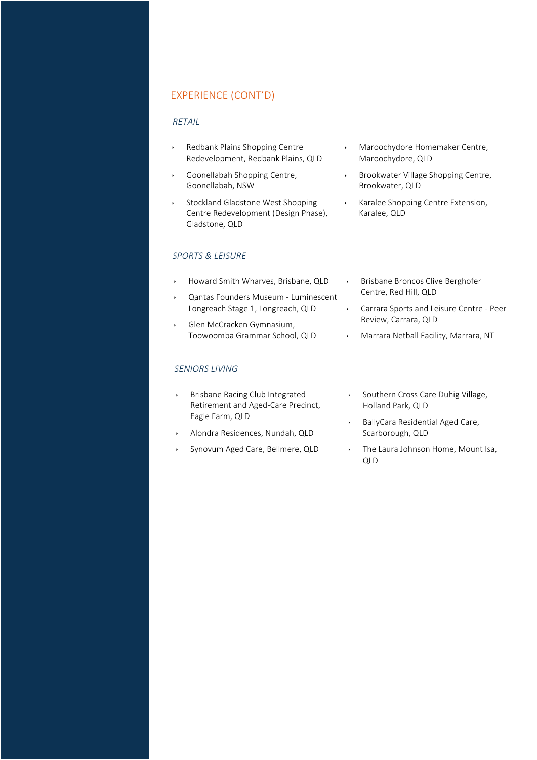## EXPERIENCE (CONT'D)

### *RETAIL*

- Redbank Plains Shopping Centre Redevelopment, Redbank Plains, QLD
- Goonellabah Shopping Centre, Goonellabah, NSW
- Stockland Gladstone West Shopping Centre Redevelopment (Design Phase), Gladstone, QLD
- Maroochydore Homemaker Centre, Maroochydore, QLD
- Brookwater Village Shopping Centre, Brookwater, QLD
- Karalee Shopping Centre Extension, Karalee, QLD

### *SPORTS & LEISURE*

- Howard Smith Wharves, Brisbane, QLD
- Qantas Founders Museum - Luminescent Longreach Stage 1, Longreach, QLD
- Glen McCracken Gymnasium, Toowoomba Grammar School, QLD
- Brisbane Broncos Clive Berghofer Centre, Red Hill, QLD
- Carrara Sports and Leisure Centre - Peer Review, Carrara, QLD
- Marrara Netball Facility, Marrara, NT

### *SENIORS LIVING*

- Brisbane Racing Club Integrated Retirement and Aged-Care Precinct, Eagle Farm, QLD
- Alondra Residences, Nundah, QLD
- Synovum Aged Care, Bellmere, QLD
- Southern Cross Care Duhig Village, Holland Park, QLD
- BallyCara Residential Aged Care, Scarborough, QLD
- The Laura Johnson Home, Mount Isa, QLD